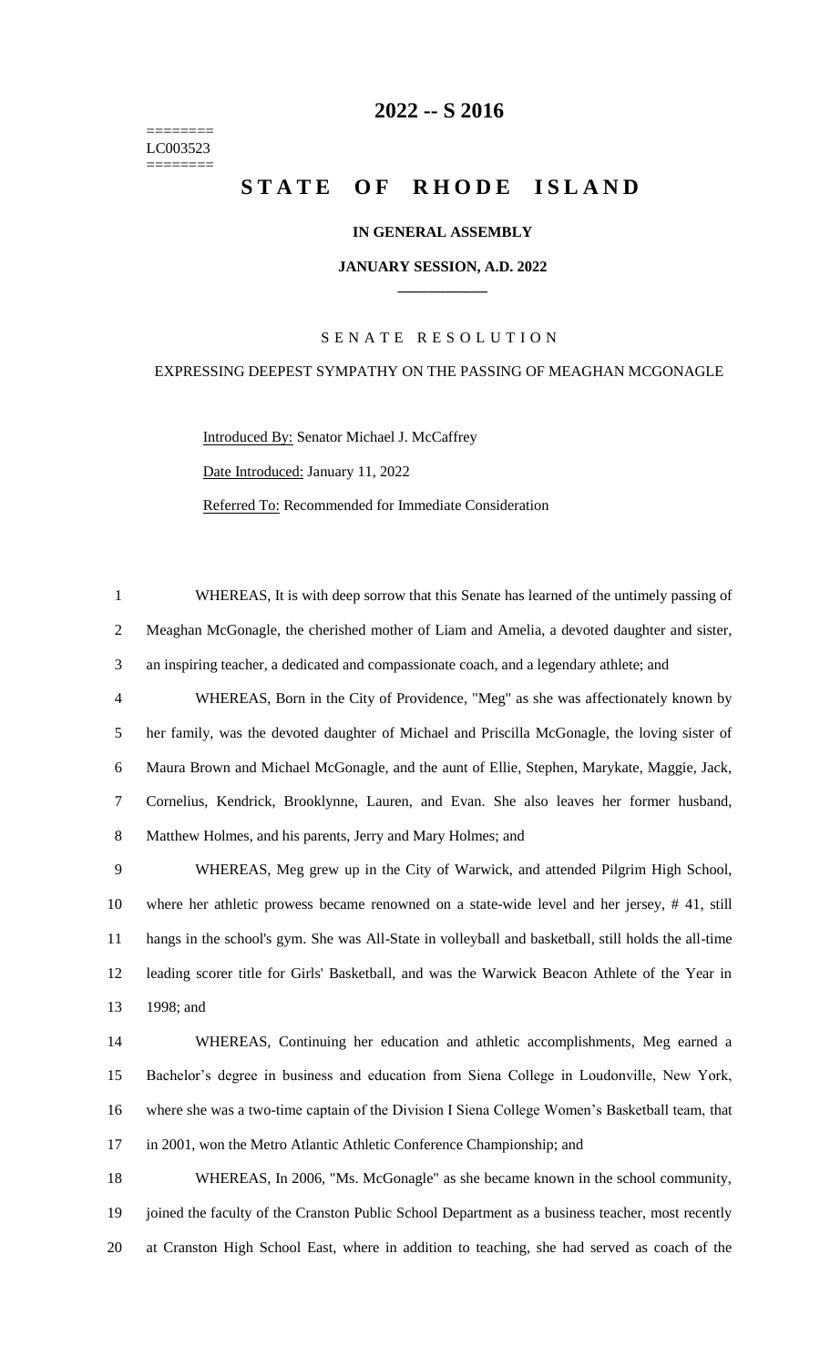========
LC003523
========

# 2022 -- S 2016

# STATE OF RHODE ISLAND

**IN GENERAL ASSEMBLY**

**JANUARY SESSION, A.D. 2022**

____________

SENATE RESOLUTION

EXPRESSING DEEPEST SYMPATHY ON THE PASSING OF MEAGHAN MCGONAGLE

Introduced By: Senator Michael J. McCaffrey

Date Introduced: January 11, 2022

Referred To: Recommended for Immediate Consideration

1 WHEREAS, It is with deep sorrow that this Senate has learned of the untimely passing of
2 Meaghan McGonagle, the cherished mother of Liam and Amelia, a devoted daughter and sister,
3 an inspiring teacher, a dedicated and compassionate coach, and a legendary athlete; and

4 WHEREAS, Born in the City of Providence, "Meg" as she was affectionately known by
5 her family, was the devoted daughter of Michael and Priscilla McGonagle, the loving sister of
6 Maura Brown and Michael McGonagle, and the aunt of Ellie, Stephen, Marykate, Maggie, Jack,
7 Cornelius, Kendrick, Brooklynne, Lauren, and Evan. She also leaves her former husband,
8 Matthew Holmes, and his parents, Jerry and Mary Holmes; and

9 WHEREAS, Meg grew up in the City of Warwick, and attended Pilgrim High School,
10 where her athletic prowess became renowned on a state-wide level and her jersey, # 41, still
11 hangs in the school's gym. She was All-State in volleyball and basketball, still holds the all-time
12 leading scorer title for Girls' Basketball, and was the Warwick Beacon Athlete of the Year in
13 1998; and

14 WHEREAS, Continuing her education and athletic accomplishments, Meg earned a
15 Bachelor's degree in business and education from Siena College in Loudonville, New York,
16 where she was a two-time captain of the Division I Siena College Women's Basketball team, that
17 in 2001, won the Metro Atlantic Athletic Conference Championship; and

18 WHEREAS, In 2006, "Ms. McGonagle" as she became known in the school community,
19 joined the faculty of the Cranston Public School Department as a business teacher, most recently
20 at Cranston High School East, where in addition to teaching, she had served as coach of the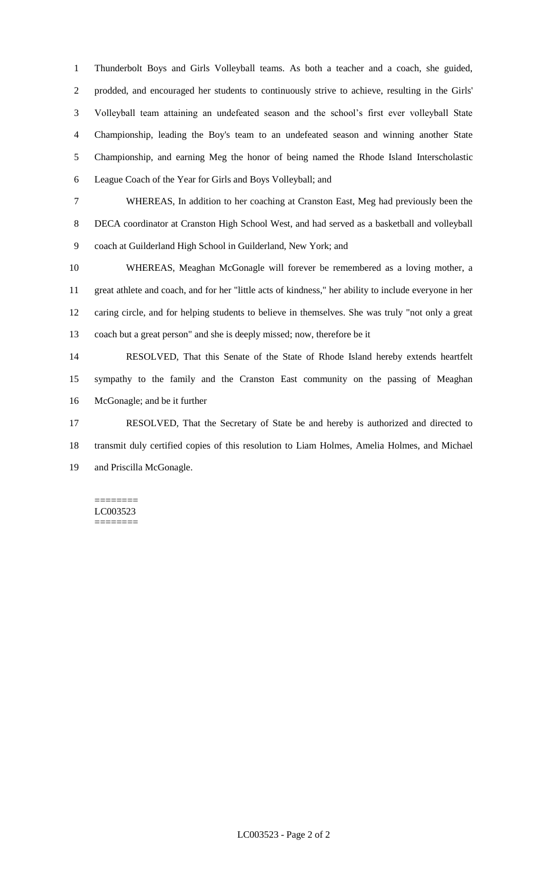Thunderbolt Boys and Girls Volleyball teams. As both a teacher and a coach, she guided, prodded, and encouraged her students to continuously strive to achieve, resulting in the Girls' Volleyball team attaining an undefeated season and the school's first ever volleyball State Championship, leading the Boy's team to an undefeated season and winning another State Championship, and earning Meg the honor of being named the Rhode Island Interscholastic League Coach of the Year for Girls and Boys Volleyball; and

WHEREAS, In addition to her coaching at Cranston East, Meg had previously been the DECA coordinator at Cranston High School West, and had served as a basketball and volleyball coach at Guilderland High School in Guilderland, New York; and

WHEREAS, Meaghan McGonagle will forever be remembered as a loving mother, a great athlete and coach, and for her "little acts of kindness," her ability to include everyone in her caring circle, and for helping students to believe in themselves. She was truly "not only a great coach but a great person" and she is deeply missed; now, therefore be it

RESOLVED, That this Senate of the State of Rhode Island hereby extends heartfelt sympathy to the family and the Cranston East community on the passing of Meaghan McGonagle; and be it further

RESOLVED, That the Secretary of State be and hereby is authorized and directed to transmit duly certified copies of this resolution to Liam Holmes, Amelia Holmes, and Michael and Priscilla McGonagle.

========
LC003523
========